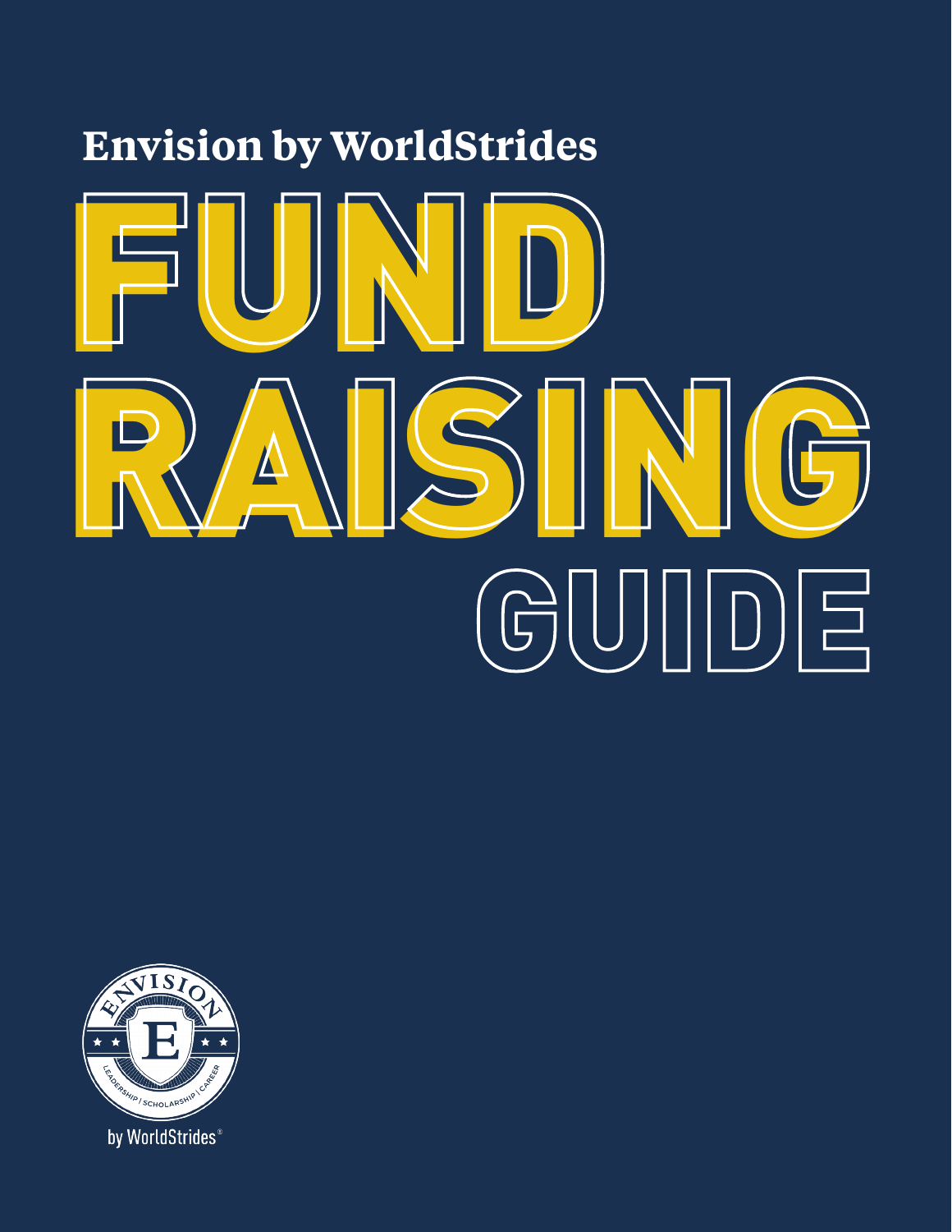Envision by WorldStrides

# FUND RAISING GUIDE

ENVISION

E

LEADERSHIP / SCHOLARSHIP / CAREER

by WorldStrides®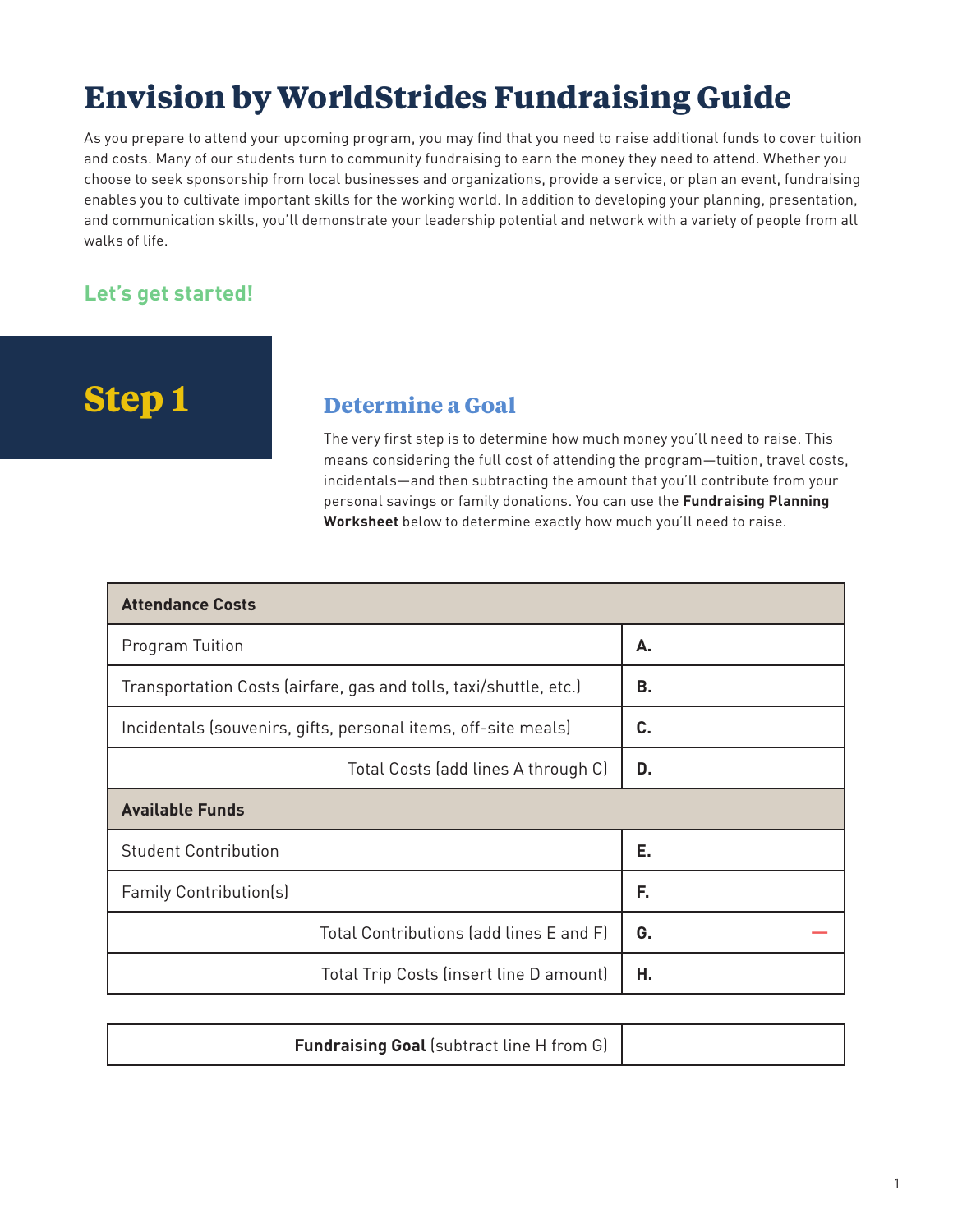# Envision by WorldStrides Fundraising Guide

As you prepare to attend your upcoming program, you may find that you need to raise additional funds to cover tuition and costs. Many of our students turn to community fundraising to earn the money they need to attend. Whether you choose to seek sponsorship from local businesses and organizations, provide a service, or plan an event, fundraising enables you to cultivate important skills for the working world. In addition to developing your planning, presentation, and communication skills, you'll demonstrate your leadership potential and network with a variety of people from all walks of life.

### Let's get started!

## Step 1

### Determine a Goal

The very first step is to determine how much money you'll need to raise. This means considering the full cost of attending the program—tuition, travel costs, incidentals—and then subtracting the amount that you'll contribute from your personal savings or family donations. You can use the **Fundraising Planning Worksheet** below to determine exactly how much you'll need to raise.

| **Attendance Costs** | |
|---|---|
| Program Tuition | **A.** |
| Transportation Costs (airfare, gas and tolls, taxi/shuttle, etc.) | **B.** |
| Incidentals (souvenirs, gifts, personal items, off-site meals) | **C.** |
| Total Costs (add lines A through C) | **D.** |
| **Available Funds** | |
| Student Contribution | **E.** |
| Family Contribution(s) | **F.** |
| Total Contributions (add lines E and F) | **G.** — |
| Total Trip Costs (insert line D amount) | **H.** |

| **Fundraising Goal** (subtract line H from G) | |
|---|---|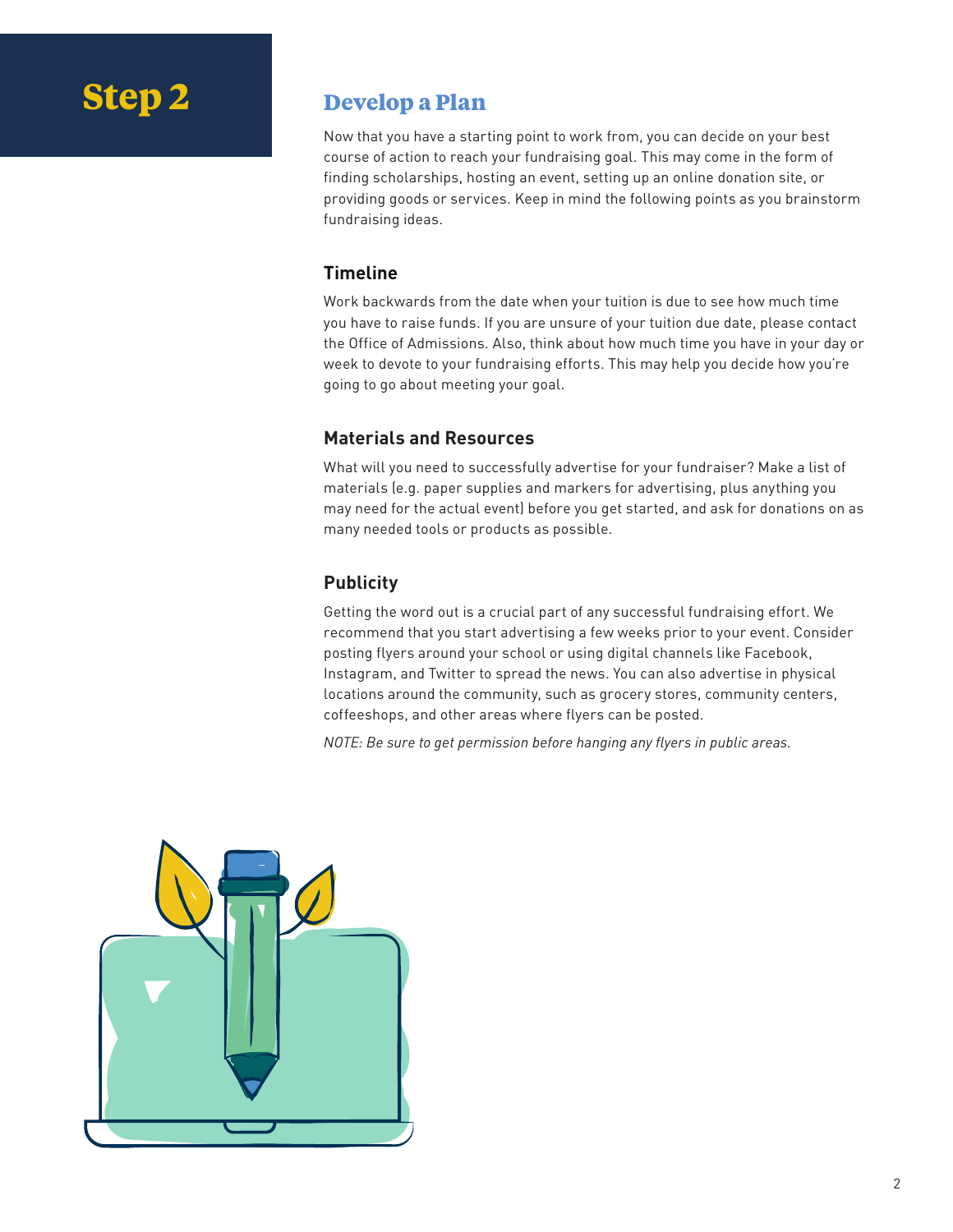# Step 2

## Develop a Plan

Now that you have a starting point to work from, you can decide on your best course of action to reach your fundraising goal. This may come in the form of finding scholarships, hosting an event, setting up an online donation site, or providing goods or services. Keep in mind the following points as you brainstorm fundraising ideas.

### Timeline

Work backwards from the date when your tuition is due to see how much time you have to raise funds. If you are unsure of your tuition due date, please contact the Office of Admissions. Also, think about how much time you have in your day or week to devote to your fundraising efforts. This may help you decide how you're going to go about meeting your goal.

### Materials and Resources

What will you need to successfully advertise for your fundraiser? Make a list of materials (e.g. paper supplies and markers for advertising, plus anything you may need for the actual event) before you get started, and ask for donations on as many needed tools or products as possible.

### Publicity

Getting the word out is a crucial part of any successful fundraising effort. We recommend that you start advertising a few weeks prior to your event. Consider posting flyers around your school or using digital channels like Facebook, Instagram, and Twitter to spread the news. You can also advertise in physical locations around the community, such as grocery stores, community centers, coffeeshops, and other areas where flyers can be posted.

*NOTE: Be sure to get permission before hanging any flyers in public areas.*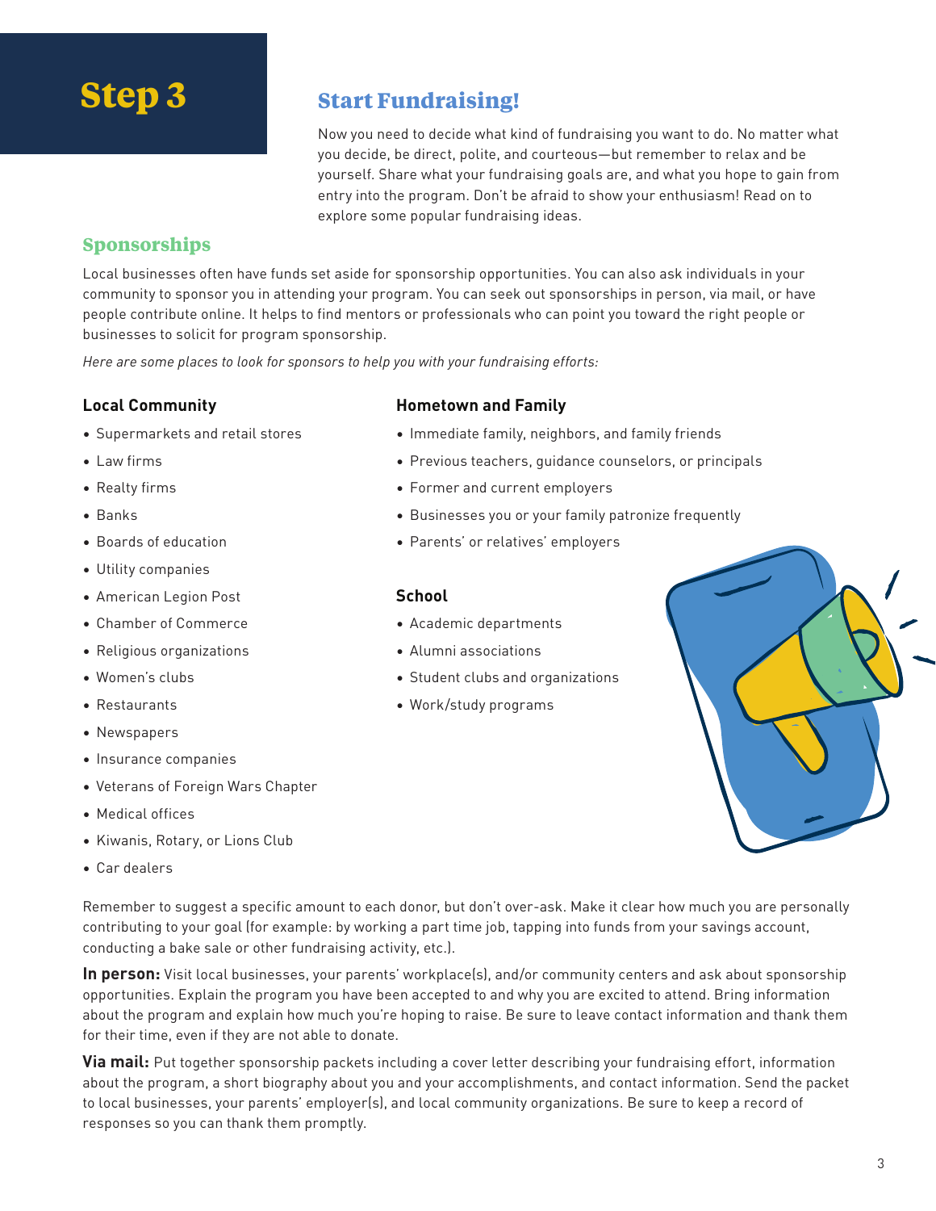# Step 3

## Start Fundraising!

Now you need to decide what kind of fundraising you want to do. No matter what you decide, be direct, polite, and courteous—but remember to relax and be yourself. Share what your fundraising goals are, and what you hope to gain from entry into the program. Don't be afraid to show your enthusiasm! Read on to explore some popular fundraising ideas.

### Sponsorships

Local businesses often have funds set aside for sponsorship opportunities. You can also ask individuals in your community to sponsor you in attending your program. You can seek out sponsorships in person, via mail, or have people contribute online. It helps to find mentors or professionals who can point you toward the right people or businesses to solicit for program sponsorship.

*Here are some places to look for sponsors to help you with your fundraising efforts:*

#### Local Community

- Supermarkets and retail stores
- Law firms
- Realty firms
- Banks
- Boards of education
- Utility companies
- American Legion Post
- Chamber of Commerce
- Religious organizations
- Women's clubs
- Restaurants
- Newspapers
- Insurance companies
- Veterans of Foreign Wars Chapter
- Medical offices
- Kiwanis, Rotary, or Lions Club
- Car dealers

#### Hometown and Family

- Immediate family, neighbors, and family friends
- Previous teachers, guidance counselors, or principals
- Former and current employers
- Businesses you or your family patronize frequently
- Parents' or relatives' employers

#### School

- Academic departments
- Alumni associations
- Student clubs and organizations
- Work/study programs

Remember to suggest a specific amount to each donor, but don't over-ask. Make it clear how much you are personally contributing to your goal (for example: by working a part time job, tapping into funds from your savings account, conducting a bake sale or other fundraising activity, etc.).

**In person:** Visit local businesses, your parents' workplace(s), and/or community centers and ask about sponsorship opportunities. Explain the program you have been accepted to and why you are excited to attend. Bring information about the program and explain how much you're hoping to raise. Be sure to leave contact information and thank them for their time, even if they are not able to donate.

**Via mail:** Put together sponsorship packets including a cover letter describing your fundraising effort, information about the program, a short biography about you and your accomplishments, and contact information. Send the packet to local businesses, your parents' employer(s), and local community organizations. Be sure to keep a record of responses so you can thank them promptly.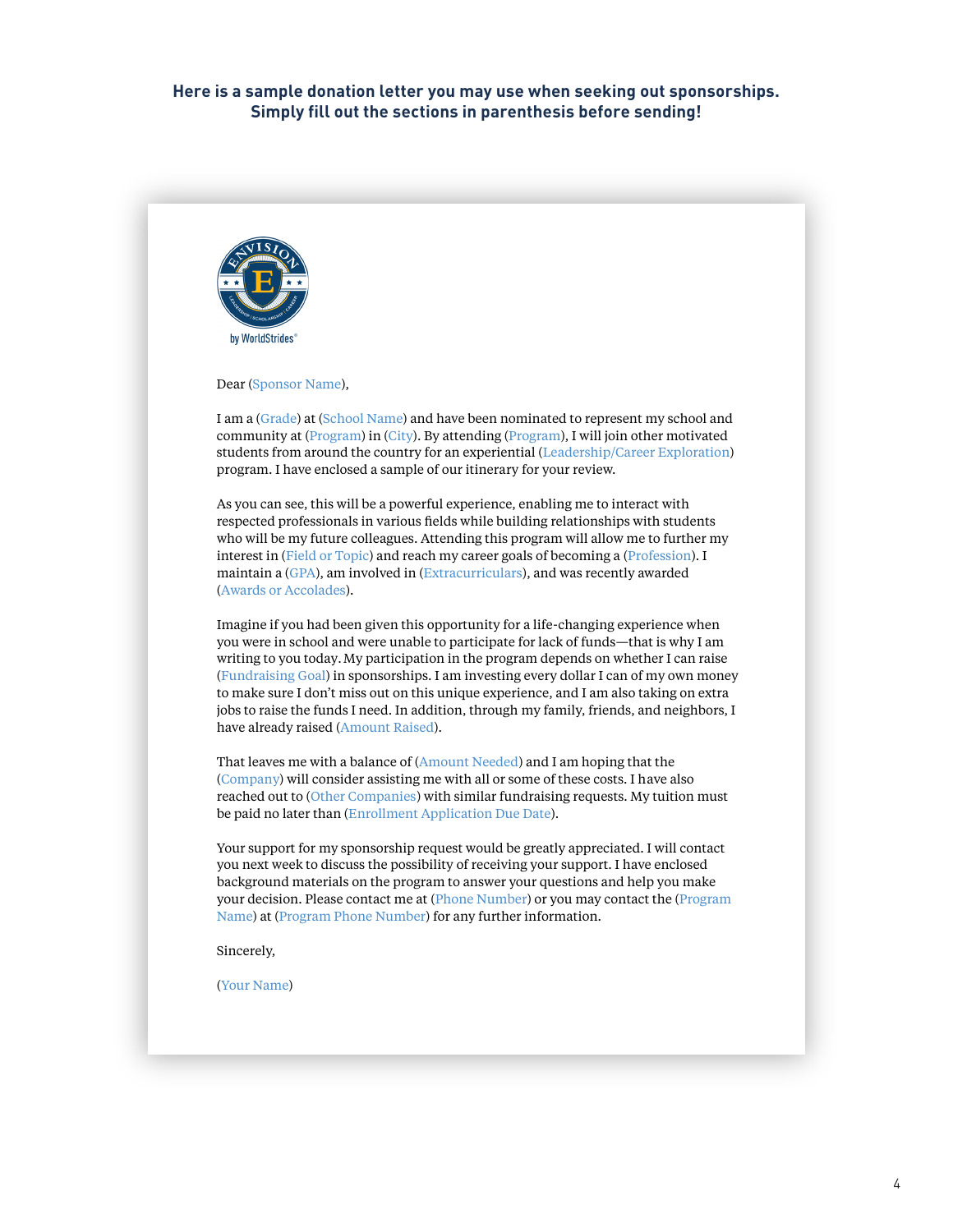**Here is a sample donation letter you may use when seeking out sponsorships. Simply fill out the sections in parenthesis before sending!**

Dear (Sponsor Name),

I am a (Grade) at (School Name) and have been nominated to represent my school and community at (Program) in (City). By attending (Program), I will join other motivated students from around the country for an experiential (Leadership/Career Exploration) program. I have enclosed a sample of our itinerary for your review.

As you can see, this will be a powerful experience, enabling me to interact with respected professionals in various fields while building relationships with students who will be my future colleagues. Attending this program will allow me to further my interest in (Field or Topic) and reach my career goals of becoming a (Profession). I maintain a (GPA), am involved in (Extracurriculars), and was recently awarded (Awards or Accolades).

Imagine if you had been given this opportunity for a life-changing experience when you were in school and were unable to participate for lack of funds—that is why I am writing to you today. My participation in the program depends on whether I can raise (Fundraising Goal) in sponsorships. I am investing every dollar I can of my own money to make sure I don't miss out on this unique experience, and I am also taking on extra jobs to raise the funds I need. In addition, through my family, friends, and neighbors, I have already raised (Amount Raised).

That leaves me with a balance of (Amount Needed) and I am hoping that the (Company) will consider assisting me with all or some of these costs. I have also reached out to (Other Companies) with similar fundraising requests. My tuition must be paid no later than (Enrollment Application Due Date).

Your support for my sponsorship request would be greatly appreciated. I will contact you next week to discuss the possibility of receiving your support. I have enclosed background materials on the program to answer your questions and help you make your decision. Please contact me at (Phone Number) or you may contact the (Program Name) at (Program Phone Number) for any further information.

Sincerely,

(Your Name)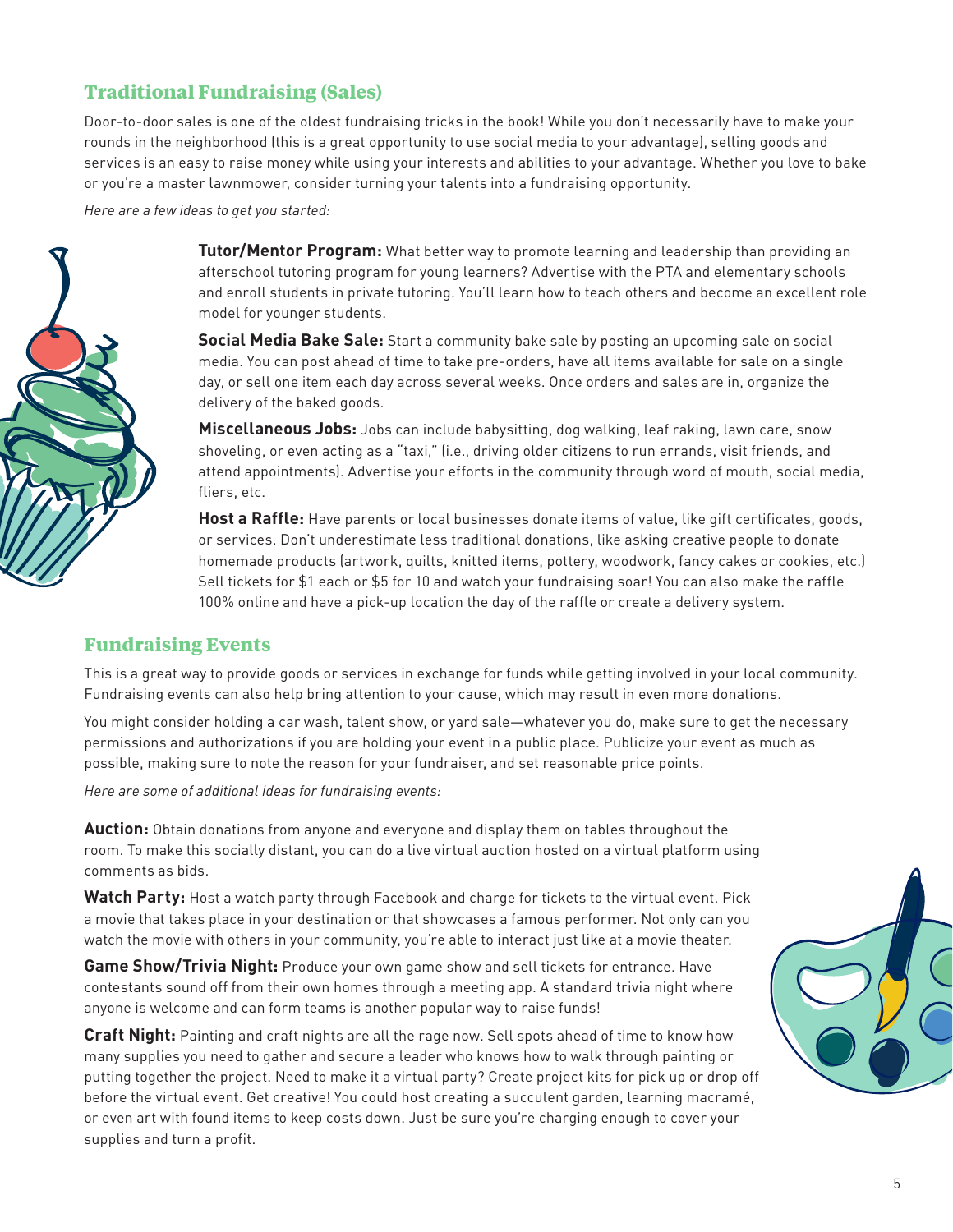## Traditional Fundraising (Sales)

Door-to-door sales is one of the oldest fundraising tricks in the book! While you don't necessarily have to make your rounds in the neighborhood (this is a great opportunity to use social media to your advantage), selling goods and services is an easy to raise money while using your interests and abilities to your advantage. Whether you love to bake or you're a master lawnmower, consider turning your talents into a fundraising opportunity.

*Here are a few ideas to get you started:*

**Tutor/Mentor Program:** What better way to promote learning and leadership than providing an afterschool tutoring program for young learners? Advertise with the PTA and elementary schools and enroll students in private tutoring. You'll learn how to teach others and become an excellent role model for younger students.

**Social Media Bake Sale:** Start a community bake sale by posting an upcoming sale on social media. You can post ahead of time to take pre-orders, have all items available for sale on a single day, or sell one item each day across several weeks. Once orders and sales are in, organize the delivery of the baked goods.

**Miscellaneous Jobs:** Jobs can include babysitting, dog walking, leaf raking, lawn care, snow shoveling, or even acting as a "taxi," (i.e., driving older citizens to run errands, visit friends, and attend appointments). Advertise your efforts in the community through word of mouth, social media, fliers, etc.

**Host a Raffle:** Have parents or local businesses donate items of value, like gift certificates, goods, or services. Don't underestimate less traditional donations, like asking creative people to donate homemade products (artwork, quilts, knitted items, pottery, woodwork, fancy cakes or cookies, etc.) Sell tickets for $1 each or $5 for 10 and watch your fundraising soar! You can also make the raffle 100% online and have a pick-up location the day of the raffle or create a delivery system.

## Fundraising Events

This is a great way to provide goods or services in exchange for funds while getting involved in your local community. Fundraising events can also help bring attention to your cause, which may result in even more donations.

You might consider holding a car wash, talent show, or yard sale—whatever you do, make sure to get the necessary permissions and authorizations if you are holding your event in a public place. Publicize your event as much as possible, making sure to note the reason for your fundraiser, and set reasonable price points.

*Here are some of additional ideas for fundraising events:*

**Auction:** Obtain donations from anyone and everyone and display them on tables throughout the room. To make this socially distant, you can do a live virtual auction hosted on a virtual platform using comments as bids.

**Watch Party:** Host a watch party through Facebook and charge for tickets to the virtual event. Pick a movie that takes place in your destination or that showcases a famous performer. Not only can you watch the movie with others in your community, you're able to interact just like at a movie theater.

**Game Show/Trivia Night:** Produce your own game show and sell tickets for entrance. Have contestants sound off from their own homes through a meeting app. A standard trivia night where anyone is welcome and can form teams is another popular way to raise funds!

**Craft Night:** Painting and craft nights are all the rage now. Sell spots ahead of time to know how many supplies you need to gather and secure a leader who knows how to walk through painting or putting together the project. Need to make it a virtual party? Create project kits for pick up or drop off before the virtual event. Get creative! You could host creating a succulent garden, learning macramé, or even art with found items to keep costs down. Just be sure you're charging enough to cover your supplies and turn a profit.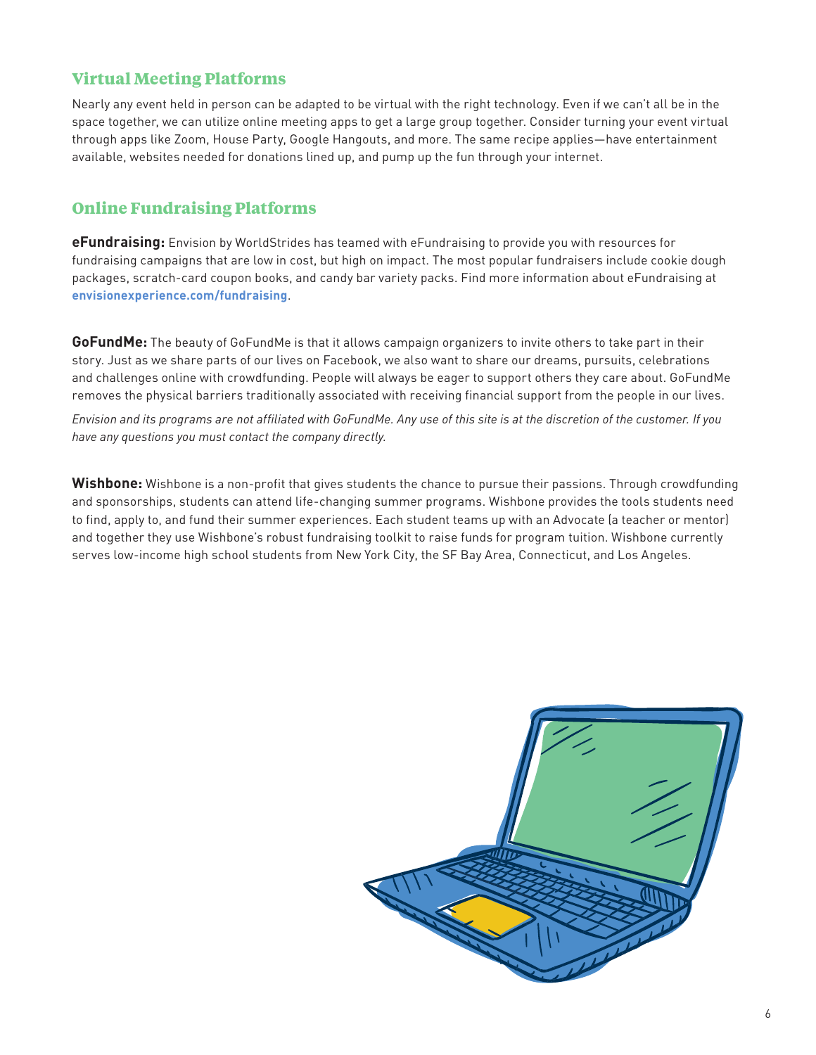## Virtual Meeting Platforms

Nearly any event held in person can be adapted to be virtual with the right technology. Even if we can't all be in the space together, we can utilize online meeting apps to get a large group together. Consider turning your event virtual through apps like Zoom, House Party, Google Hangouts, and more. The same recipe applies—have entertainment available, websites needed for donations lined up, and pump up the fun through your internet.

## Online Fundraising Platforms

**eFundraising:** Envision by WorldStrides has teamed with eFundraising to provide you with resources for fundraising campaigns that are low in cost, but high on impact. The most popular fundraisers include cookie dough packages, scratch-card coupon books, and candy bar variety packs. Find more information about eFundraising at **envisionexperience.com/fundraising**.

**GoFundMe:** The beauty of GoFundMe is that it allows campaign organizers to invite others to take part in their story. Just as we share parts of our lives on Facebook, we also want to share our dreams, pursuits, celebrations and challenges online with crowdfunding. People will always be eager to support others they care about. GoFundMe removes the physical barriers traditionally associated with receiving financial support from the people in our lives.

*Envision and its programs are not affiliated with GoFundMe. Any use of this site is at the discretion of the customer. If you have any questions you must contact the company directly.*

**Wishbone:** Wishbone is a non-profit that gives students the chance to pursue their passions. Through crowdfunding and sponsorships, students can attend life-changing summer programs. Wishbone provides the tools students need to find, apply to, and fund their summer experiences. Each student teams up with an Advocate (a teacher or mentor) and together they use Wishbone's robust fundraising toolkit to raise funds for program tuition. Wishbone currently serves low-income high school students from New York City, the SF Bay Area, Connecticut, and Los Angeles.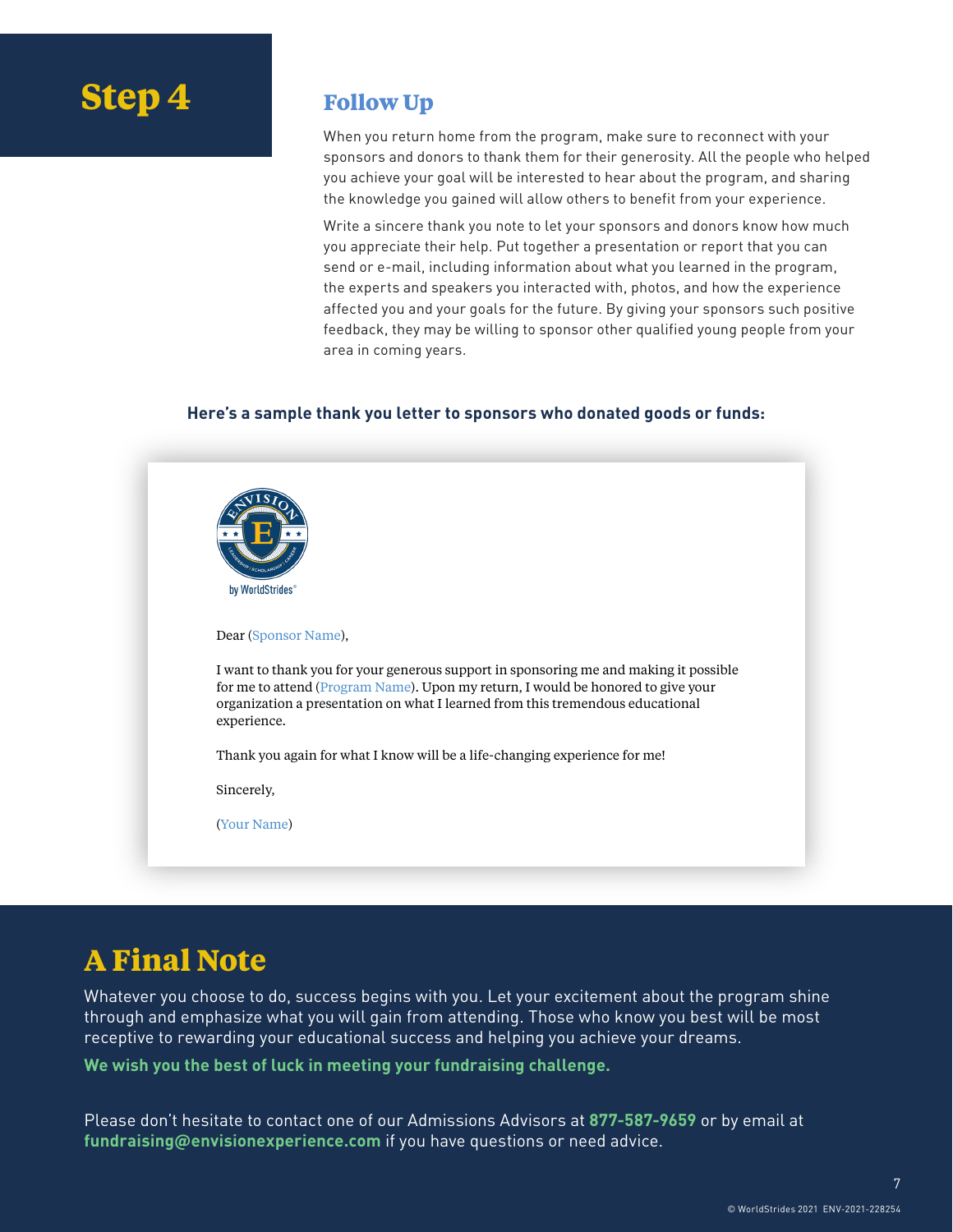## Step 4

### Follow Up

When you return home from the program, make sure to reconnect with your sponsors and donors to thank them for their generosity. All the people who helped you achieve your goal will be interested to hear about the program, and sharing the knowledge you gained will allow others to benefit from your experience.

Write a sincere thank you note to let your sponsors and donors know how much you appreciate their help. Put together a presentation or report that you can send or e-mail, including information about what you learned in the program, the experts and speakers you interacted with, photos, and how the experience affected you and your goals for the future. By giving your sponsors such positive feedback, they may be willing to sponsor other qualified young people from your area in coming years.

**Here's a sample thank you letter to sponsors who donated goods or funds:**

ENVISION — LEADERSHIP | SCHOLARSHIP | CAREER — by WorldStrides®

Dear (Sponsor Name),

I want to thank you for your generous support in sponsoring me and making it possible for me to attend (Program Name). Upon my return, I would be honored to give your organization a presentation on what I learned from this tremendous educational experience.

Thank you again for what I know will be a life-changing experience for me!

Sincerely,

(Your Name)

## A Final Note

Whatever you choose to do, success begins with you. Let your excitement about the program shine through and emphasize what you will gain from attending. Those who know you best will be most receptive to rewarding your educational success and helping you achieve your dreams.

**We wish you the best of luck in meeting your fundraising challenge.**

Please don't hesitate to contact one of our Admissions Advisors at **877-587-9659** or by email at **fundraising@envisionexperience.com** if you have questions or need advice.

© WorldStrides 2021 ENV-2021-228254